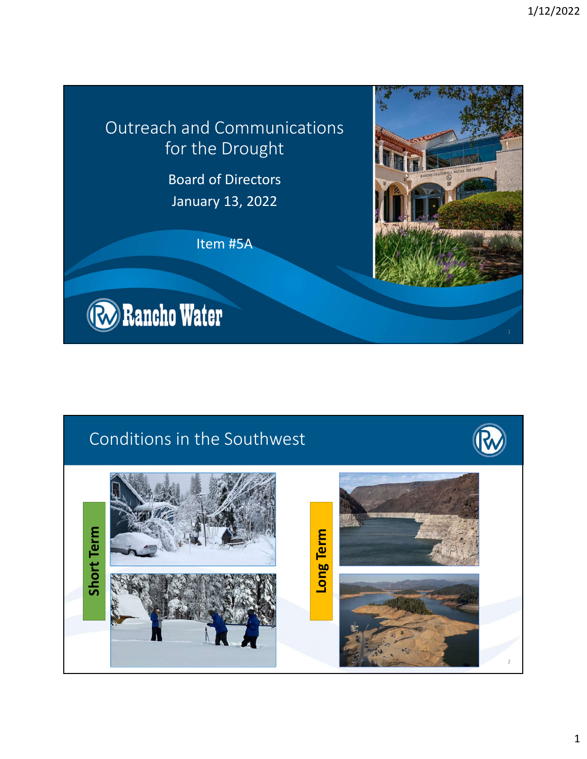# Outreach and Communications for the Drought

Board of Directors

January 13, 2022

Item #5A

Rancho Water

## Conditions in the Southwest

**Short Term**

**Long Term**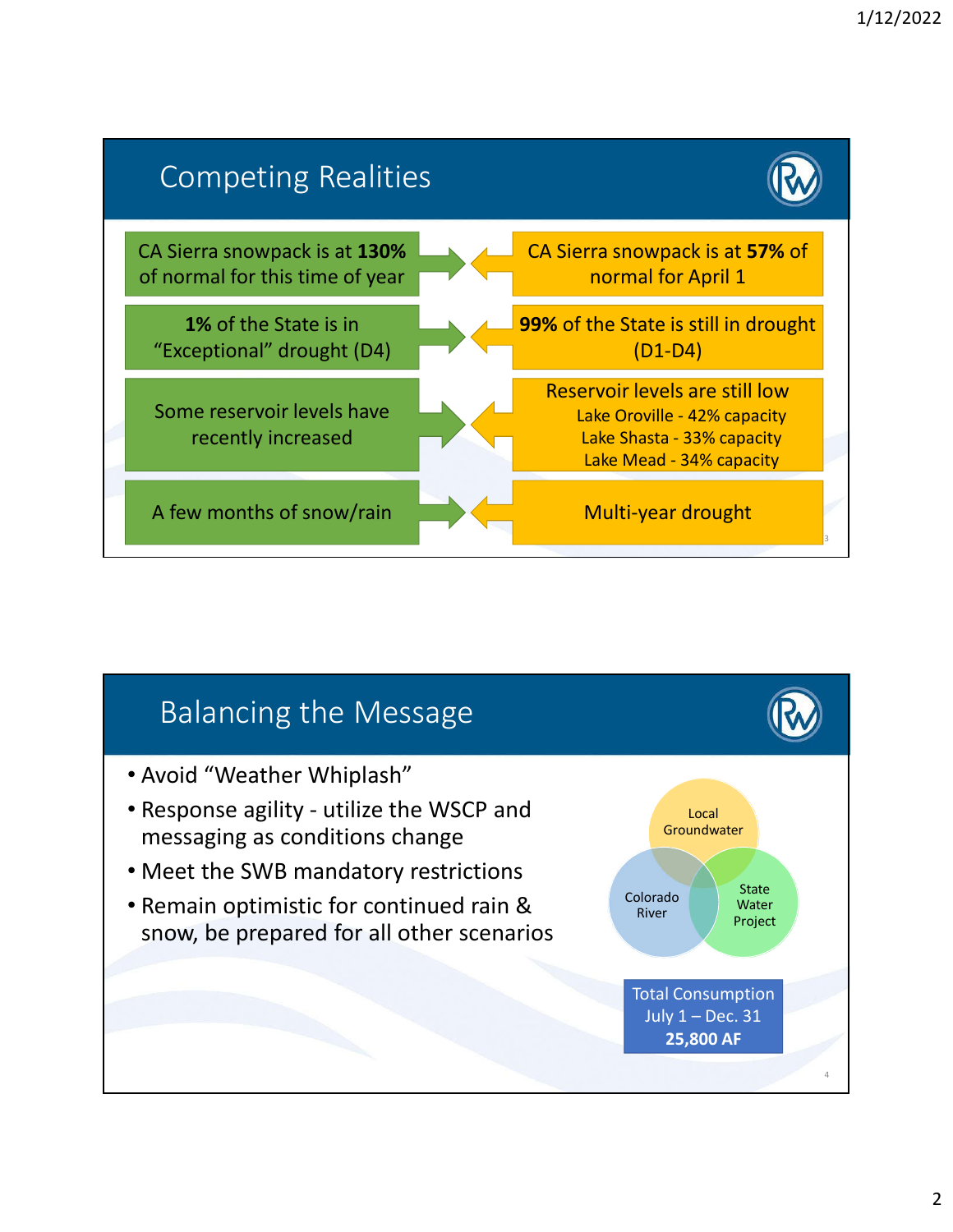## Competing Realities

| | |
|---|---|
| CA Sierra snowpack is at **130%** of normal for this time of year | CA Sierra snowpack is at **57%** of normal for April 1 |
| **1%** of the State is in "Exceptional" drought (D4) | **99%** of the State is still in drought (D1-D4) |
| Some reservoir levels have recently increased | Reservoir levels are still low<br>Lake Oroville - 42% capacity<br>Lake Shasta - 33% capacity<br>Lake Mead - 34% capacity |
| A few months of snow/rain | Multi-year drought |

## Balancing the Message

- Avoid "Weather Whiplash"
- Response agility - utilize the WSCP and messaging as conditions change
- Meet the SWB mandatory restrictions
- Remain optimistic for continued rain & snow, be prepared for all other scenarios

Local Groundwater

Colorado River

State Water Project

Total Consumption
July 1 – Dec. 31
**25,800 AF**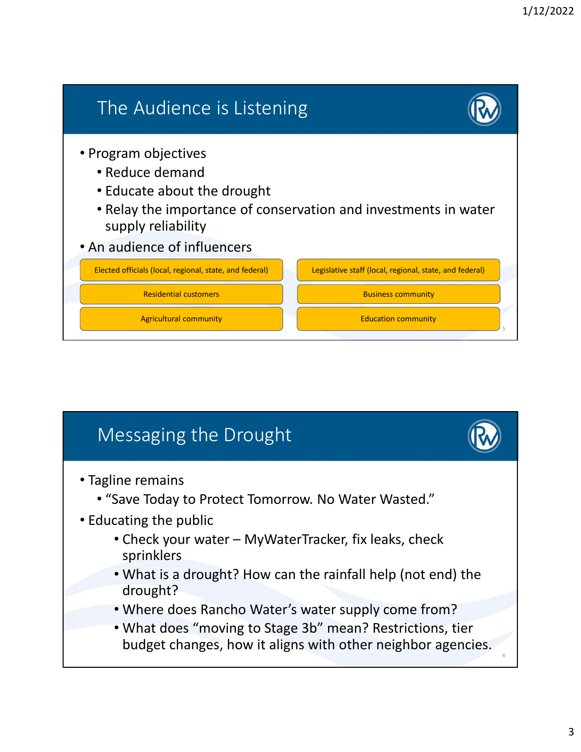## The Audience is Listening

- Program objectives
  - Reduce demand
  - Educate about the drought
  - Relay the importance of conservation and investments in water supply reliability
- An audience of influencers

| | |
|---|---|
| Elected officials (local, regional, state, and federal) | Legislative staff (local, regional, state, and federal) |
| Residential customers | Business community |
| Agricultural community | Education community |

## Messaging the Drought

- Tagline remains
  - "Save Today to Protect Tomorrow. No Water Wasted."
- Educating the public
  - Check your water – MyWaterTracker, fix leaks, check sprinklers
  - What is a drought? How can the rainfall help (not end) the drought?
  - Where does Rancho Water's water supply come from?
  - What does "moving to Stage 3b" mean? Restrictions, tier budget changes, how it aligns with other neighbor agencies.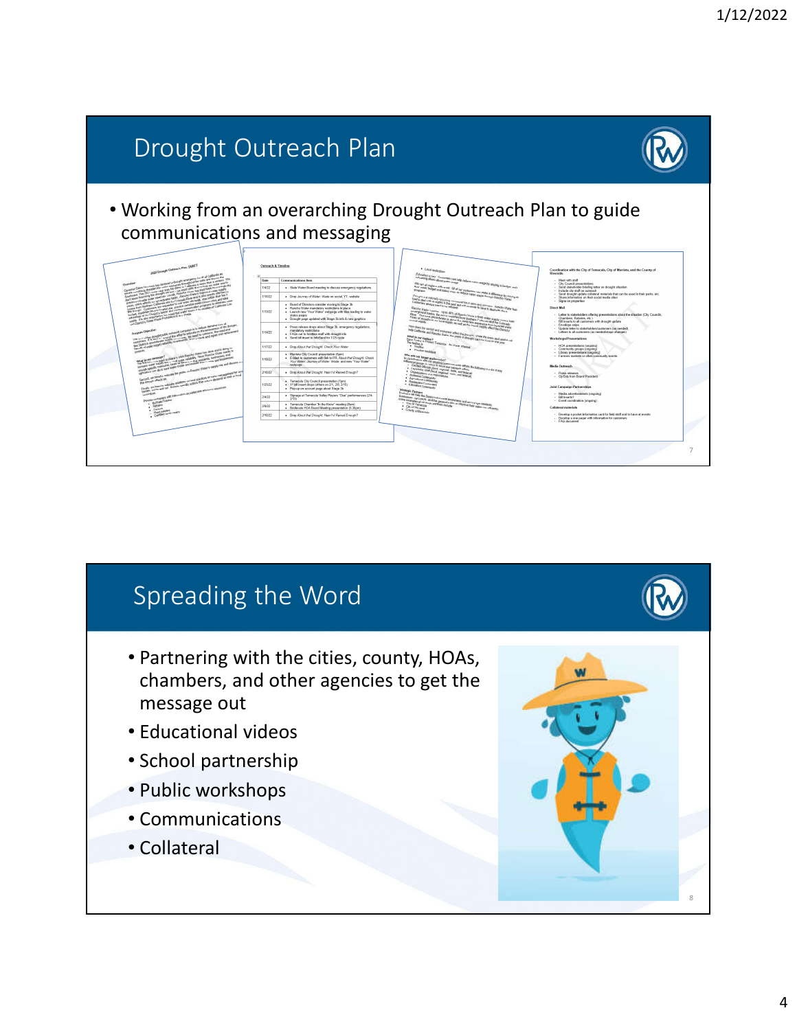## Drought Outreach Plan

- Working from an overarching Drought Outreach Plan to guide communications and messaging

## Spreading the Word

- Partnering with the cities, county, HOAs, chambers, and other agencies to get the message out
- Educational videos
- School partnership
- Public workshops
- Communications
- Collateral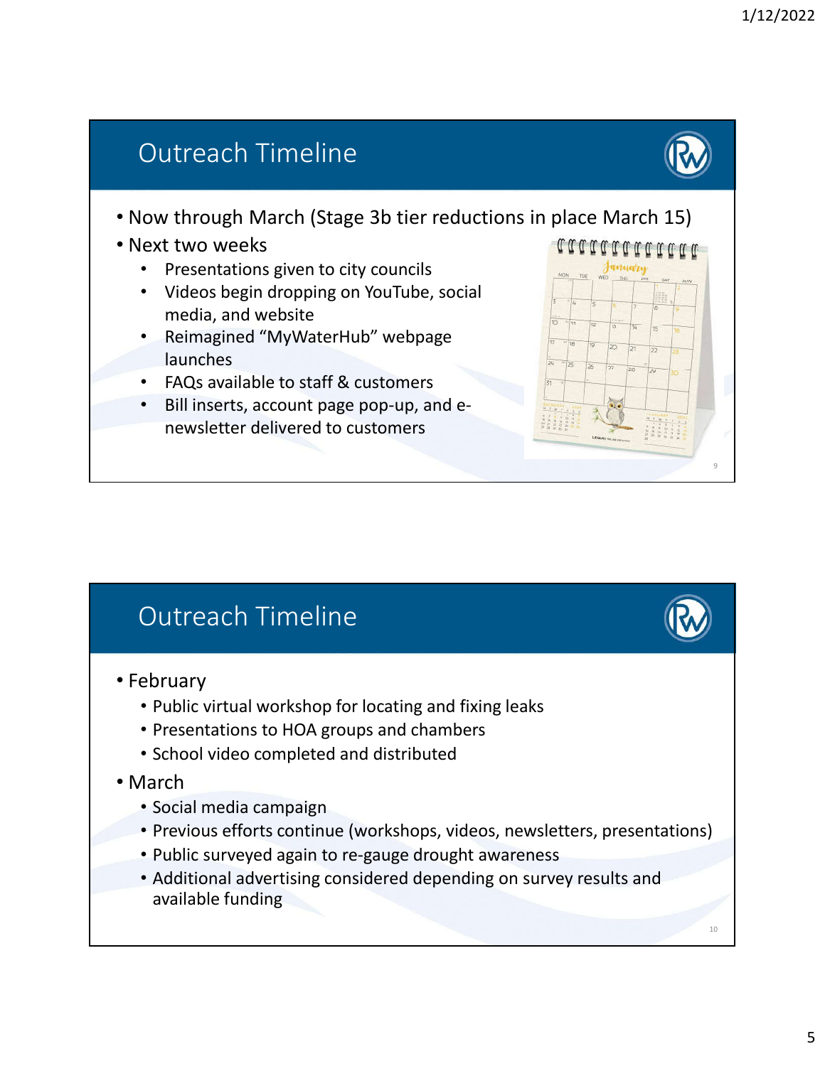## Outreach Timeline

- Now through March (Stage 3b tier reductions in place March 15)
- Next two weeks
  - Presentations given to city councils
  - Videos begin dropping on YouTube, social media, and website
  - Reimagined "MyWaterHub" webpage launches
  - FAQs available to staff & customers
  - Bill inserts, account page pop-up, and e-newsletter delivered to customers

## Outreach Timeline

- February
  - Public virtual workshop for locating and fixing leaks
  - Presentations to HOA groups and chambers
  - School video completed and distributed
- March
  - Social media campaign
  - Previous efforts continue (workshops, videos, newsletters, presentations)
  - Public surveyed again to re-gauge drought awareness
  - Additional advertising considered depending on survey results and available funding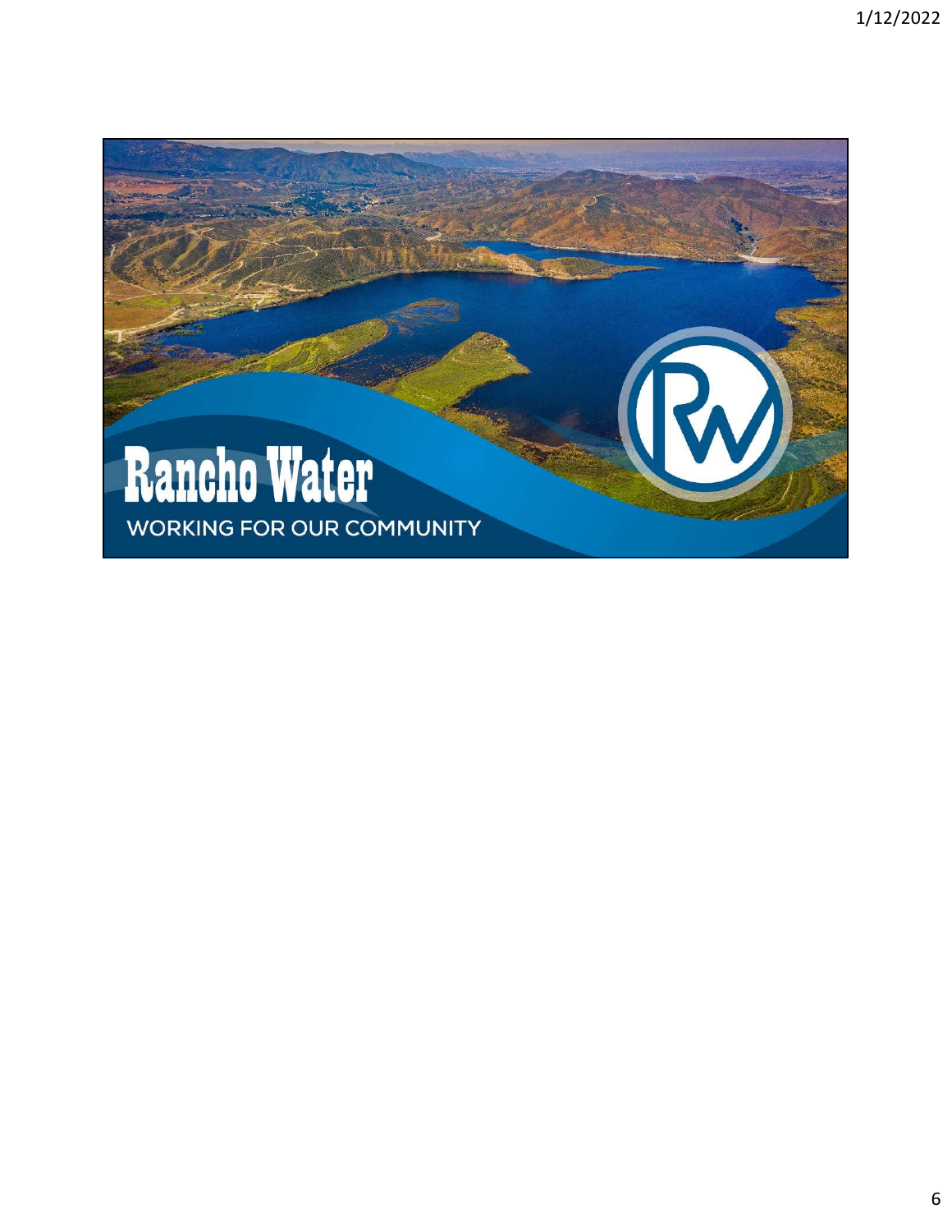# Rancho Water

WORKING FOR OUR COMMUNITY